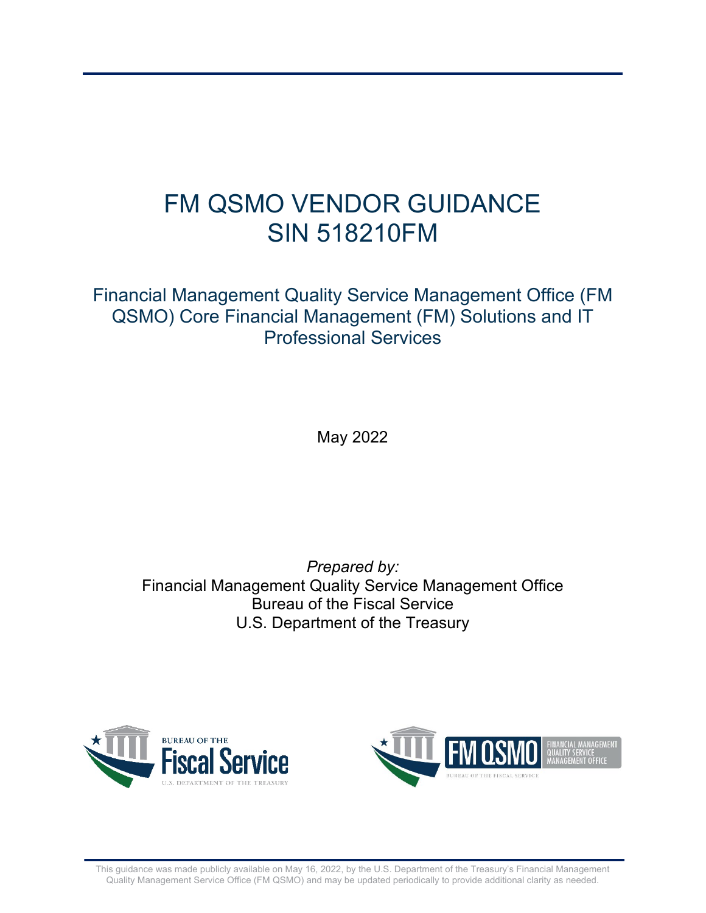# FM QSMO VENDOR GUIDANCE
# SIN 518210FM

## Financial Management Quality Service Management Office (FM QSMO) Core Financial Management (FM) Solutions and IT Professional Services

May 2022

*Prepared by:*
Financial Management Quality Service Management Office
Bureau of the Fiscal Service
U.S. Department of the Treasury

This guidance was made publicly available on May 16, 2022, by the U.S. Department of the Treasury's Financial Management Quality Management Service Office (FM QSMO) and may be updated periodically to provide additional clarity as needed.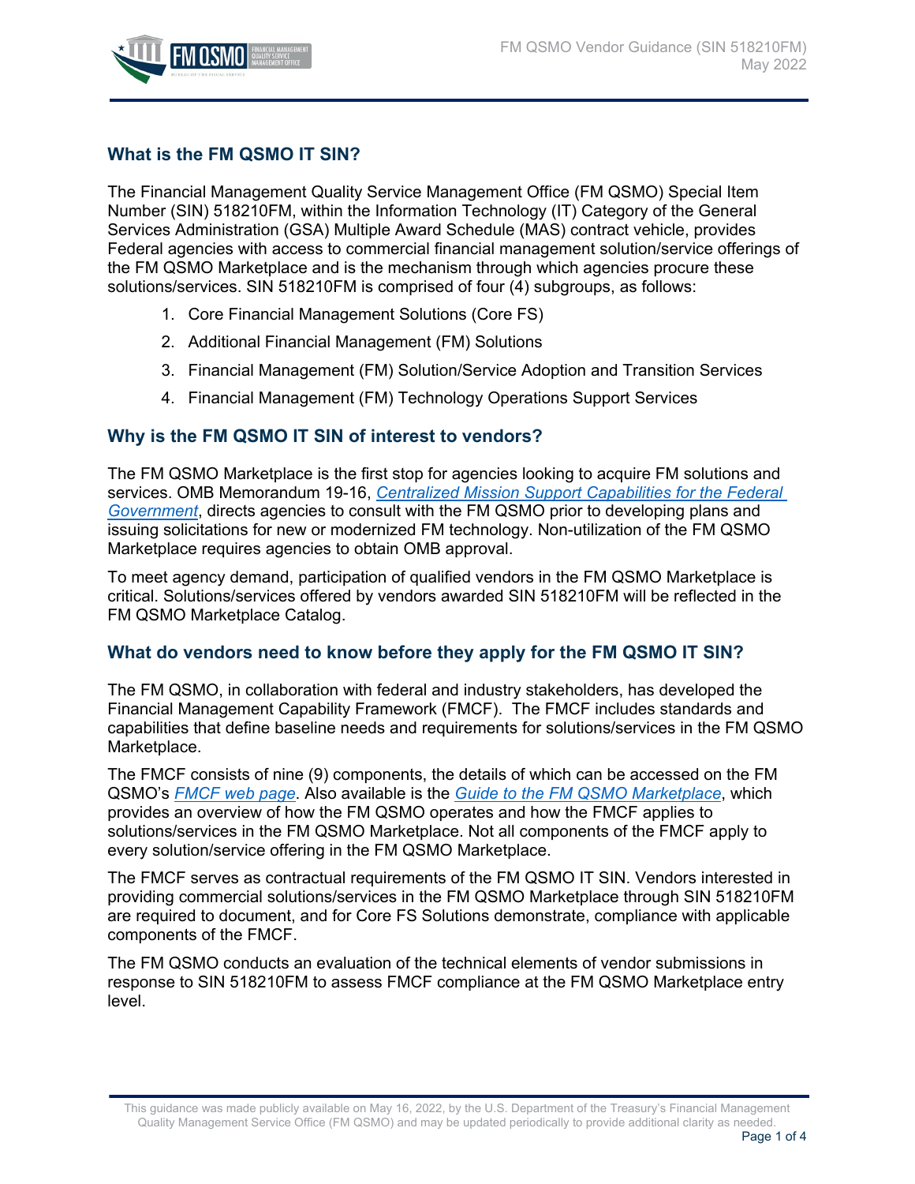## What is the FM QSMO IT SIN?

The Financial Management Quality Service Management Office (FM QSMO) Special Item Number (SIN) 518210FM, within the Information Technology (IT) Category of the General Services Administration (GSA) Multiple Award Schedule (MAS) contract vehicle, provides Federal agencies with access to commercial financial management solution/service offerings of the FM QSMO Marketplace and is the mechanism through which agencies procure these solutions/services. SIN 518210FM is comprised of four (4) subgroups, as follows:

1. Core Financial Management Solutions (Core FS)
2. Additional Financial Management (FM) Solutions
3. Financial Management (FM) Solution/Service Adoption and Transition Services
4. Financial Management (FM) Technology Operations Support Services

## Why is the FM QSMO IT SIN of interest to vendors?

The FM QSMO Marketplace is the first stop for agencies looking to acquire FM solutions and services. OMB Memorandum 19-16, *Centralized Mission Support Capabilities for the Federal Government*, directs agencies to consult with the FM QSMO prior to developing plans and issuing solicitations for new or modernized FM technology. Non-utilization of the FM QSMO Marketplace requires agencies to obtain OMB approval.

To meet agency demand, participation of qualified vendors in the FM QSMO Marketplace is critical. Solutions/services offered by vendors awarded SIN 518210FM will be reflected in the FM QSMO Marketplace Catalog.

## What do vendors need to know before they apply for the FM QSMO IT SIN?

The FM QSMO, in collaboration with federal and industry stakeholders, has developed the Financial Management Capability Framework (FMCF). The FMCF includes standards and capabilities that define baseline needs and requirements for solutions/services in the FM QSMO Marketplace.

The FMCF consists of nine (9) components, the details of which can be accessed on the FM QSMO's *FMCF web page*. Also available is the *Guide to the FM QSMO Marketplace*, which provides an overview of how the FM QSMO operates and how the FMCF applies to solutions/services in the FM QSMO Marketplace. Not all components of the FMCF apply to every solution/service offering in the FM QSMO Marketplace.

The FMCF serves as contractual requirements of the FM QSMO IT SIN. Vendors interested in providing commercial solutions/services in the FM QSMO Marketplace through SIN 518210FM are required to document, and for Core FS Solutions demonstrate, compliance with applicable components of the FMCF.

The FM QSMO conducts an evaluation of the technical elements of vendor submissions in response to SIN 518210FM to assess FMCF compliance at the FM QSMO Marketplace entry level.

This guidance was made publicly available on May 16, 2022, by the U.S. Department of the Treasury's Financial Management Quality Management Service Office (FM QSMO) and may be updated periodically to provide additional clarity as needed.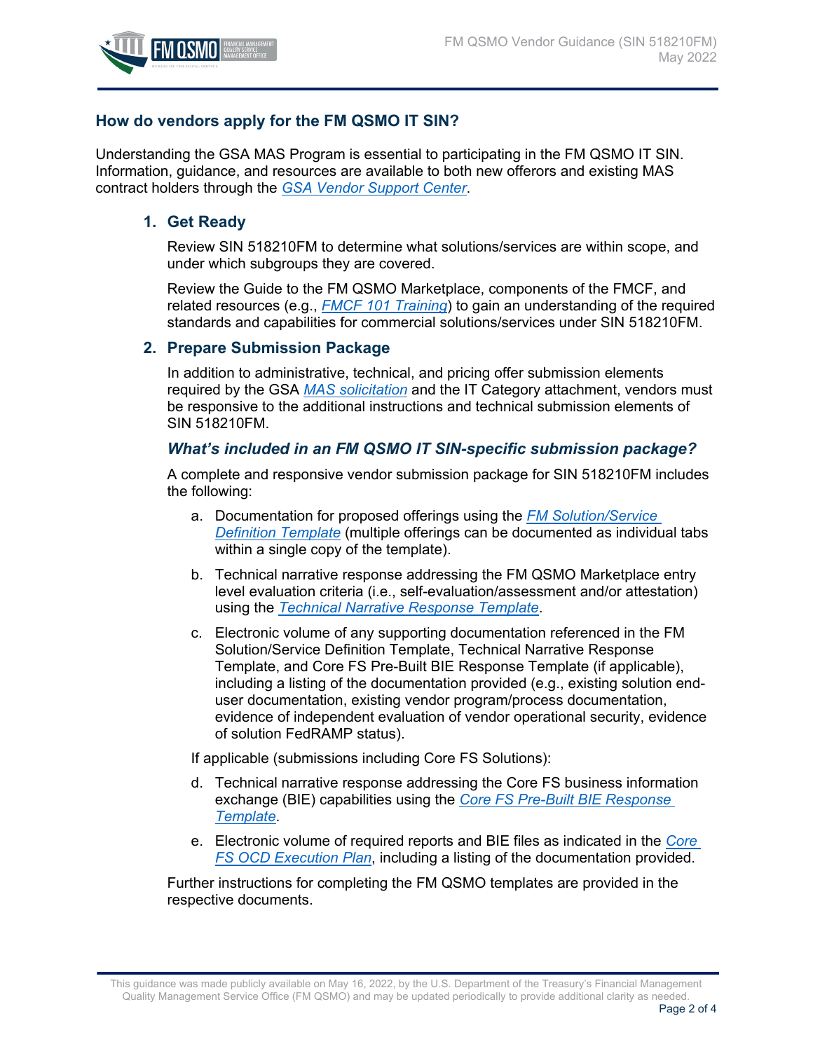## How do vendors apply for the FM QSMO IT SIN?

Understanding the GSA MAS Program is essential to participating in the FM QSMO IT SIN. Information, guidance, and resources are available to both new offerors and existing MAS contract holders through the *GSA Vendor Support Center*.

### 1. Get Ready

Review SIN 518210FM to determine what solutions/services are within scope, and under which subgroups they are covered.

Review the Guide to the FM QSMO Marketplace, components of the FMCF, and related resources (e.g., *FMCF 101 Training*) to gain an understanding of the required standards and capabilities for commercial solutions/services under SIN 518210FM.

### 2. Prepare Submission Package

In addition to administrative, technical, and pricing offer submission elements required by the GSA *MAS solicitation* and the IT Category attachment, vendors must be responsive to the additional instructions and technical submission elements of SIN 518210FM.

#### *What's included in an FM QSMO IT SIN-specific submission package?*

A complete and responsive vendor submission package for SIN 518210FM includes the following:

a. Documentation for proposed offerings using the *FM Solution/Service Definition Template* (multiple offerings can be documented as individual tabs within a single copy of the template).

b. Technical narrative response addressing the FM QSMO Marketplace entry level evaluation criteria (i.e., self-evaluation/assessment and/or attestation) using the *Technical Narrative Response Template*.

c. Electronic volume of any supporting documentation referenced in the FM Solution/Service Definition Template, Technical Narrative Response Template, and Core FS Pre-Built BIE Response Template (if applicable), including a listing of the documentation provided (e.g., existing solution end-user documentation, existing vendor program/process documentation, evidence of independent evaluation of vendor operational security, evidence of solution FedRAMP status).

If applicable (submissions including Core FS Solutions):

d. Technical narrative response addressing the Core FS business information exchange (BIE) capabilities using the *Core FS Pre-Built BIE Response Template*.

e. Electronic volume of required reports and BIE files as indicated in the *Core FS OCD Execution Plan*, including a listing of the documentation provided.

Further instructions for completing the FM QSMO templates are provided in the respective documents.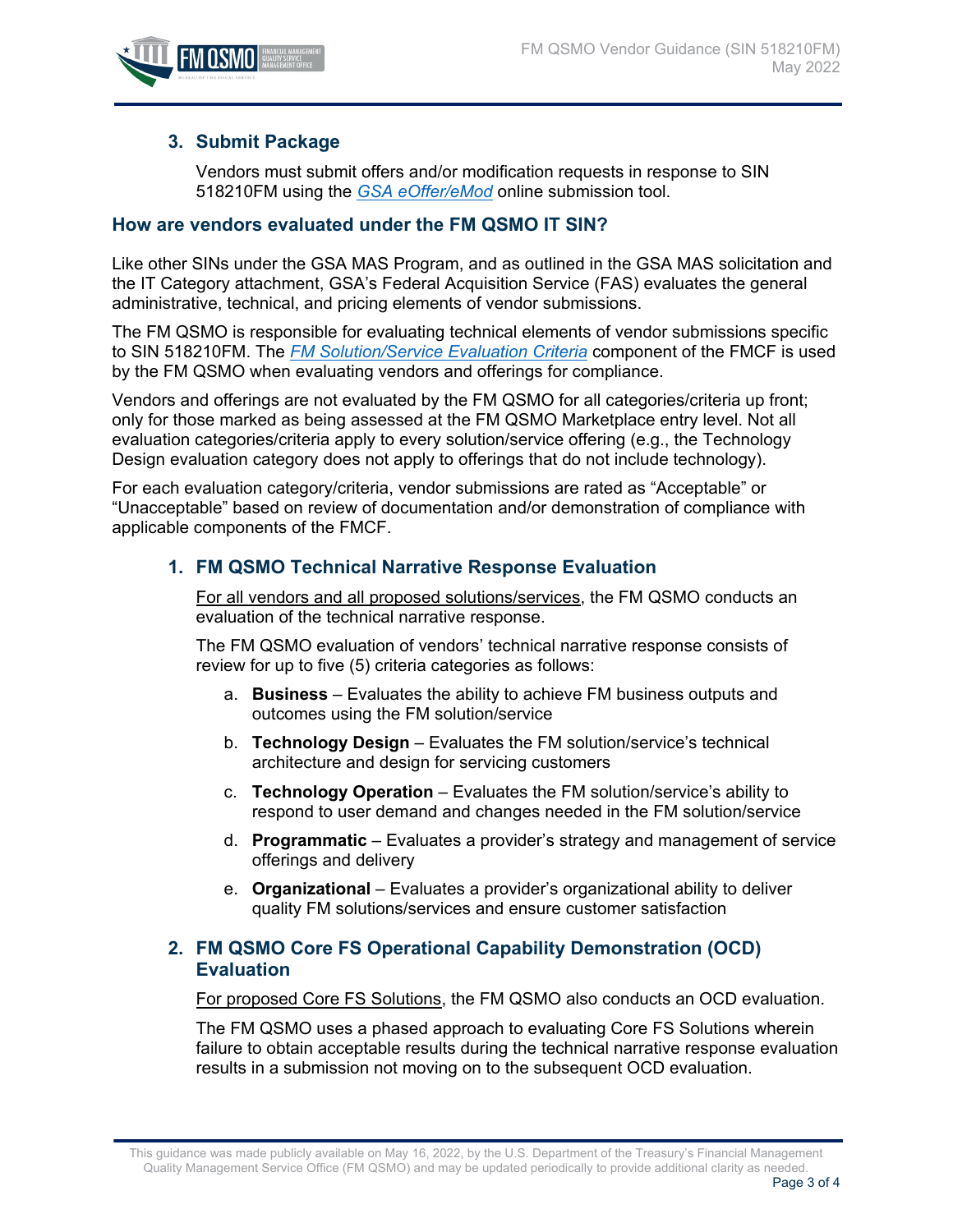### 3. Submit Package

Vendors must submit offers and/or modification requests in response to SIN 518210FM using the *GSA eOffer/eMod* online submission tool.

## How are vendors evaluated under the FM QSMO IT SIN?

Like other SINs under the GSA MAS Program, and as outlined in the GSA MAS solicitation and the IT Category attachment, GSA's Federal Acquisition Service (FAS) evaluates the general administrative, technical, and pricing elements of vendor submissions.

The FM QSMO is responsible for evaluating technical elements of vendor submissions specific to SIN 518210FM. The *FM Solution/Service Evaluation Criteria* component of the FMCF is used by the FM QSMO when evaluating vendors and offerings for compliance.

Vendors and offerings are not evaluated by the FM QSMO for all categories/criteria up front; only for those marked as being assessed at the FM QSMO Marketplace entry level. Not all evaluation categories/criteria apply to every solution/service offering (e.g., the Technology Design evaluation category does not apply to offerings that do not include technology).

For each evaluation category/criteria, vendor submissions are rated as "Acceptable" or "Unacceptable" based on review of documentation and/or demonstration of compliance with applicable components of the FMCF.

### 1. FM QSMO Technical Narrative Response Evaluation

<u>For all vendors and all proposed solutions/services</u>, the FM QSMO conducts an evaluation of the technical narrative response.

The FM QSMO evaluation of vendors' technical narrative response consists of review for up to five (5) criteria categories as follows:

a. **Business** – Evaluates the ability to achieve FM business outputs and outcomes using the FM solution/service

b. **Technology Design** – Evaluates the FM solution/service's technical architecture and design for servicing customers

c. **Technology Operation** – Evaluates the FM solution/service's ability to respond to user demand and changes needed in the FM solution/service

d. **Programmatic** – Evaluates a provider's strategy and management of service offerings and delivery

e. **Organizational** – Evaluates a provider's organizational ability to deliver quality FM solutions/services and ensure customer satisfaction

### 2. FM QSMO Core FS Operational Capability Demonstration (OCD) Evaluation

<u>For proposed Core FS Solutions</u>, the FM QSMO also conducts an OCD evaluation.

The FM QSMO uses a phased approach to evaluating Core FS Solutions wherein failure to obtain acceptable results during the technical narrative response evaluation results in a submission not moving on to the subsequent OCD evaluation.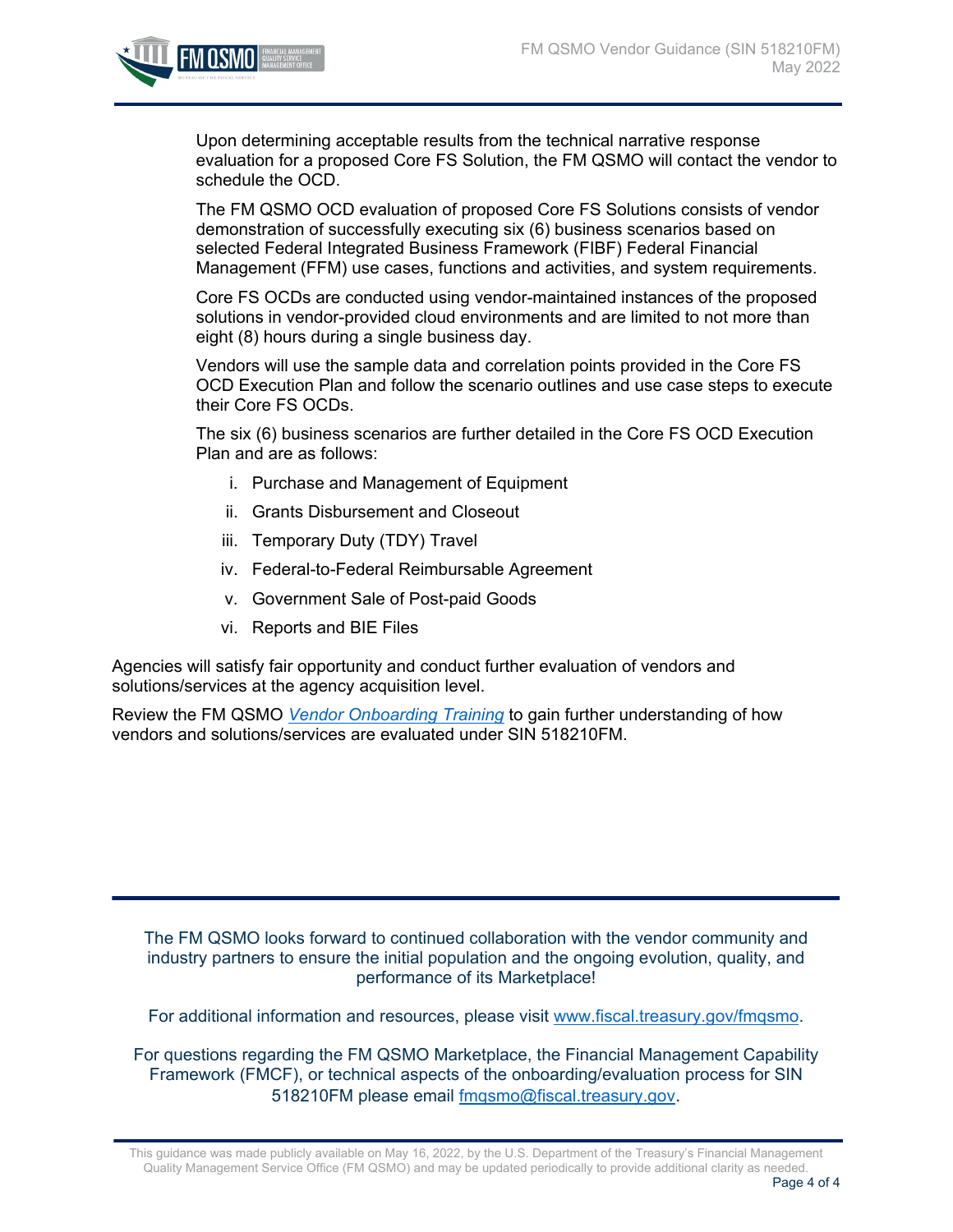Upon determining acceptable results from the technical narrative response evaluation for a proposed Core FS Solution, the FM QSMO will contact the vendor to schedule the OCD.

The FM QSMO OCD evaluation of proposed Core FS Solutions consists of vendor demonstration of successfully executing six (6) business scenarios based on selected Federal Integrated Business Framework (FIBF) Federal Financial Management (FFM) use cases, functions and activities, and system requirements.

Core FS OCDs are conducted using vendor-maintained instances of the proposed solutions in vendor-provided cloud environments and are limited to not more than eight (8) hours during a single business day.

Vendors will use the sample data and correlation points provided in the Core FS OCD Execution Plan and follow the scenario outlines and use case steps to execute their Core FS OCDs.

The six (6) business scenarios are further detailed in the Core FS OCD Execution Plan and are as follows:

i. Purchase and Management of Equipment
ii. Grants Disbursement and Closeout
iii. Temporary Duty (TDY) Travel
iv. Federal-to-Federal Reimbursable Agreement
v. Government Sale of Post-paid Goods
vi. Reports and BIE Files

Agencies will satisfy fair opportunity and conduct further evaluation of vendors and solutions/services at the agency acquisition level.

Review the FM QSMO *Vendor Onboarding Training* to gain further understanding of how vendors and solutions/services are evaluated under SIN 518210FM.

---

The FM QSMO looks forward to continued collaboration with the vendor community and industry partners to ensure the initial population and the ongoing evolution, quality, and performance of its Marketplace!

For additional information and resources, please visit www.fiscal.treasury.gov/fmqsmo.

For questions regarding the FM QSMO Marketplace, the Financial Management Capability Framework (FMCF), or technical aspects of the onboarding/evaluation process for SIN 518210FM please email fmqsmo@fiscal.treasury.gov.

This guidance was made publicly available on May 16, 2022, by the U.S. Department of the Treasury's Financial Management Quality Management Service Office (FM QSMO) and may be updated periodically to provide additional clarity as needed.